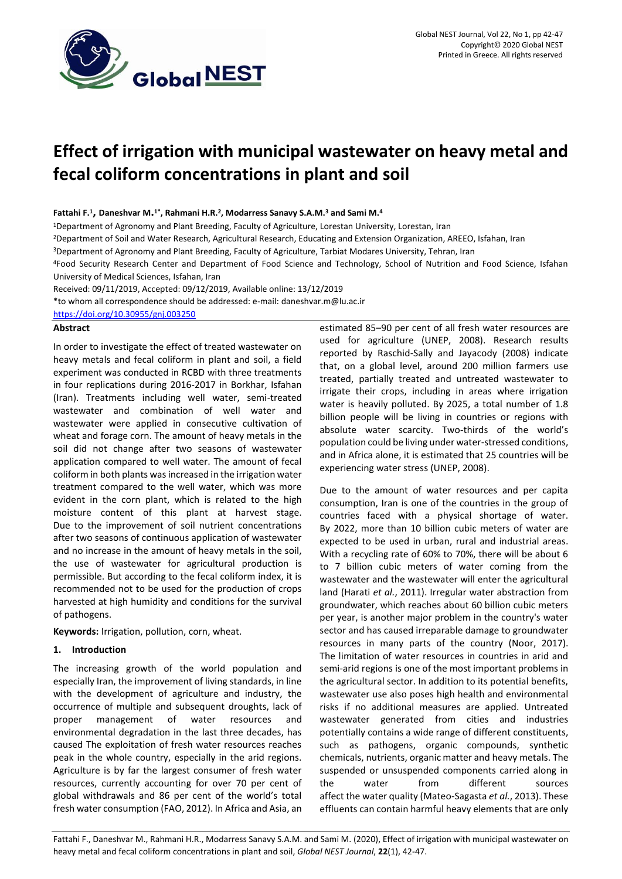# Effect of irrigation with municipal wastewater on heavy metal and fecal coliform concentrations in plant and soil

**Fattahi F.[1], Daneshvar M.[1*], Rahmani H.R.[2], Modarress Sanavy S.A.M.[3] and Sami M.[4]**

[1]Department of Agronomy and Plant Breeding, Faculty of Agriculture, Lorestan University, Lorestan, Iran

[2]Department of Soil and Water Research, Agricultural Research, Educating and Extension Organization, AREEO, Isfahan, Iran

[3]Department of Agronomy and Plant Breeding, Faculty of Agriculture, Tarbiat Modares University, Tehran, Iran

[4]Food Security Research Center and Department of Food Science and Technology, School of Nutrition and Food Science, Isfahan University of Medical Sciences, Isfahan, Iran

Received: 09/11/2019, Accepted: 09/12/2019, Available online: 13/12/2019

*to whom all correspondence should be addressed: e-mail: daneshvar.m@lu.ac.ir

https://doi.org/10.30955/gnj.003250

## Abstract

In order to investigate the effect of treated wastewater on heavy metals and fecal coliform in plant and soil, a field experiment was conducted in RCBD with three treatments in four replications during 2016-2017 in Borkhar, Isfahan (Iran). Treatments including well water, semi-treated wastewater and combination of well water and wastewater were applied in consecutive cultivation of wheat and forage corn. The amount of heavy metals in the soil did not change after two seasons of wastewater application compared to well water. The amount of fecal coliform in both plants was increased in the irrigation water treatment compared to the well water, which was more evident in the corn plant, which is related to the high moisture content of this plant at harvest stage. Due to the improvement of soil nutrient concentrations after two seasons of continuous application of wastewater and no increase in the amount of heavy metals in the soil, the use of wastewater for agricultural production is permissible. But according to the fecal coliform index, it is recommended not to be used for the production of crops harvested at high humidity and conditions for the survival of pathogens.

**Keywords:** Irrigation, pollution, corn, wheat.

## 1. Introduction

The increasing growth of the world population and especially Iran, the improvement of living standards, in line with the development of agriculture and industry, the occurrence of multiple and subsequent droughts, lack of proper management of water resources and environmental degradation in the last three decades, has caused The exploitation of fresh water resources reaches peak in the whole country, especially in the arid regions. Agriculture is by far the largest consumer of fresh water resources, currently accounting for over 70 per cent of global withdrawals and 86 per cent of the world's total fresh water consumption (FAO, 2012). In Africa and Asia, an estimated 85–90 per cent of all fresh water resources are used for agriculture (UNEP, 2008). Research results reported by Raschid-Sally and Jayacody (2008) indicate that, on a global level, around 200 million farmers use treated, partially treated and untreated wastewater to irrigate their crops, including in areas where irrigation water is heavily polluted. By 2025, a total number of 1.8 billion people will be living in countries or regions with absolute water scarcity. Two-thirds of the world's population could be living under water-stressed conditions, and in Africa alone, it is estimated that 25 countries will be experiencing water stress (UNEP, 2008).

Due to the amount of water resources and per capita consumption, Iran is one of the countries in the group of countries faced with a physical shortage of water. By 2022, more than 10 billion cubic meters of water are expected to be used in urban, rural and industrial areas. With a recycling rate of 60% to 70%, there will be about 6 to 7 billion cubic meters of water coming from the wastewater and the wastewater will enter the agricultural land (Harati *et al.*, 2011). Irregular water abstraction from groundwater, which reaches about 60 billion cubic meters per year, is another major problem in the country's water sector and has caused irreparable damage to groundwater resources in many parts of the country (Noor, 2017). The limitation of water resources in countries in arid and semi-arid regions is one of the most important problems in the agricultural sector. In addition to its potential benefits, wastewater use also poses high health and environmental risks if no additional measures are applied. Untreated wastewater generated from cities and industries potentially contains a wide range of different constituents, such as pathogens, organic compounds, synthetic chemicals, nutrients, organic matter and heavy metals. The suspended or unsuspended components carried along in the water from different sources affect the water quality (Mateo-Sagasta *et al.*, 2013). These effluents can contain harmful heavy elements that are only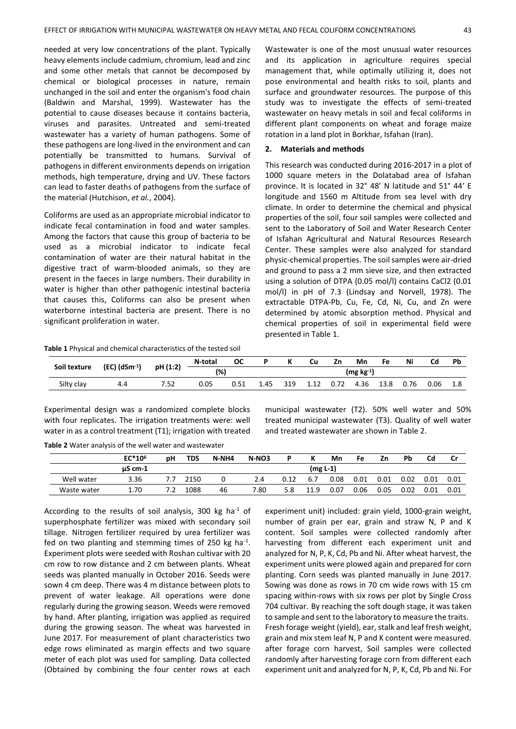needed at very low concentrations of the plant. Typically heavy elements include cadmium, chromium, lead and zinc and some other metals that cannot be decomposed by chemical or biological processes in nature, remain unchanged in the soil and enter the organism's food chain (Baldwin and Marshal, 1999). Wastewater has the potential to cause diseases because it contains bacteria, viruses and parasites. Untreated and semi-treated wastewater has a variety of human pathogens. Some of these pathogens are long-lived in the environment and can potentially be transmitted to humans. Survival of pathogens in different environments depends on irrigation methods, high temperature, drying and UV. These factors can lead to faster deaths of pathogens from the surface of the material (Hutchison, *et al.*, 2004).

Coliforms are used as an appropriate microbial indicator to indicate fecal contamination in food and water samples. Among the factors that cause this group of bacteria to be used as a microbial indicator to indicate fecal contamination of water are their natural habitat in the digestive tract of warm-blooded animals, so they are present in the faeces in large numbers. Their durability in water is higher than other pathogenic intestinal bacteria that causes this, Coliforms can also be present when waterborne intestinal bacteria are present. There is no significant proliferation in water.

Wastewater is one of the most unusual water resources and its application in agriculture requires special management that, while optimally utilizing it, does not pose environmental and health risks to soil, plants and surface and groundwater resources. The purpose of this study was to investigate the effects of semi-treated wastewater on heavy metals in soil and fecal coliforms in different plant components on wheat and forage maize rotation in a land plot in Borkhar, Isfahan (Iran).

## 2. Materials and methods

This research was conducted during 2016-2017 in a plot of 1000 square meters in the Dolatabad area of Isfahan province. It is located in 32° 48′ N latitude and 51° 44′ E longitude and 1560 m Altitude from sea level with dry climate. In order to determine the chemical and physical properties of the soil, four soil samples were collected and sent to the Laboratory of Soil and Water Research Center of Isfahan Agricultural and Natural Resources Research Center. These samples were also analyzed for standard physic-chemical properties. The soil samples were air-dried and ground to pass a 2 mm sieve size, and then extracted using a solution of DTPA (0.05 mol/l) contains $CaCl_2$ (0.01 mol/l) in pH of 7.3 (Lindsay and Norvell, 1978). The extractable DTPA-Pb, Cu, Fe, Cd, Ni, Cu, and Zn were determined by atomic absorption method. Physical and chemical properties of soil in experimental field were presented in Table 1.

**Table 1** Physical and chemical characteristics of the tested soil

| Soil texture | (EC) ($dSm^{-1}$) | pH (1:2) | N-total | OC | P | K | Cu | Zn | Mn | Fe | Ni | Cd | Pb |
|---|---|---|---|---|---|---|---|---|---|---|---|---|---|
| | | | (%) | | ($mg\ kg^{-1}$) | | | | | | | | |
| Silty clay | 4.4 | 7.52 | 0.05 | 0.51 | 1.45 | 319 | 1.12 | 0.72 | 4.36 | 13.8 | 0.76 | 0.06 | 1.8 |

Experimental design was a randomized complete blocks with four replicates. The irrigation treatments were: well water in as a control treatment (T1); irrigation with treated municipal wastewater (T2). 50% well water and 50% treated municipal wastewater (T3). Quality of well water and treated wastewater are shown in Table 2.

**Table 2** Water analysis of the well water and wastewater

| | $EC*10^6$ | pH | TDS | N-NH4 | N-NO3 | P | K | Mn | Fe | Zn | Pb | Cd | Cr |
|---|---|---|---|---|---|---|---|---|---|---|---|---|---|
| | µS cm-1 | | | | | | (mg L-1) | | | | | | |
| Well water | 3.36 | 7.7 | 2150 | 0 | 2.4 | 0.12 | 6.7 | 0.08 | 0.01 | 0.01 | 0.02 | 0.01 | 0.01 |
| Waste water | 1.70 | 7.2 | 1088 | 46 | 7.80 | 5.8 | 11.9 | 0.07 | 0.06 | 0.05 | 0.02 | 0.01 | 0.01 |

According to the results of soil analysis, 300 kg $ha^{-1}$ of superphosphate fertilizer was mixed with secondary soil tillage. Nitrogen fertilizer required by urea fertilizer was fed on two planting and stemming times of 250 kg $ha^{-1}$. Experiment plots were seeded with Roshan cultivar with 20 cm row to row distance and 2 cm between plants. Wheat seeds was planted manually in October 2016. Seeds were sown 4 cm deep. There was 4 m distance between plots to prevent of water leakage. All operations were done regularly during the growing season. Weeds were removed by hand. After planting, irrigation was applied as required during the growing season. The wheat was harvested in June 2017. For measurement of plant characteristics two edge rows eliminated as margin effects and two square meter of each plot was used for sampling. Data collected (Obtained by combining the four center rows at each experiment unit) included: grain yield, 1000-grain weight, number of grain per ear, grain and straw N, P and K content. Soil samples were collected randomly after harvesting from different each experiment unit and analyzed for N, P, K, Cd, Pb and Ni. After wheat harvest, the experiment units were plowed again and prepared for corn planting. Corn seeds was planted manually in June 2017. Sowing was done as rows in 70 cm wide rows with 15 cm spacing within-rows with six rows per plot by Single Cross 704 cultivar. By reaching the soft dough stage, it was taken to sample and sent to the laboratory to measure the traits. Fresh forage weight (yield), ear, stalk and leaf fresh weight, grain and mix stem leaf N, P and K content were measured. after forage corn harvest, Soil samples were collected randomly after harvesting forage corn from different each experiment unit and analyzed for N, P, K, Cd, Pb and Ni. For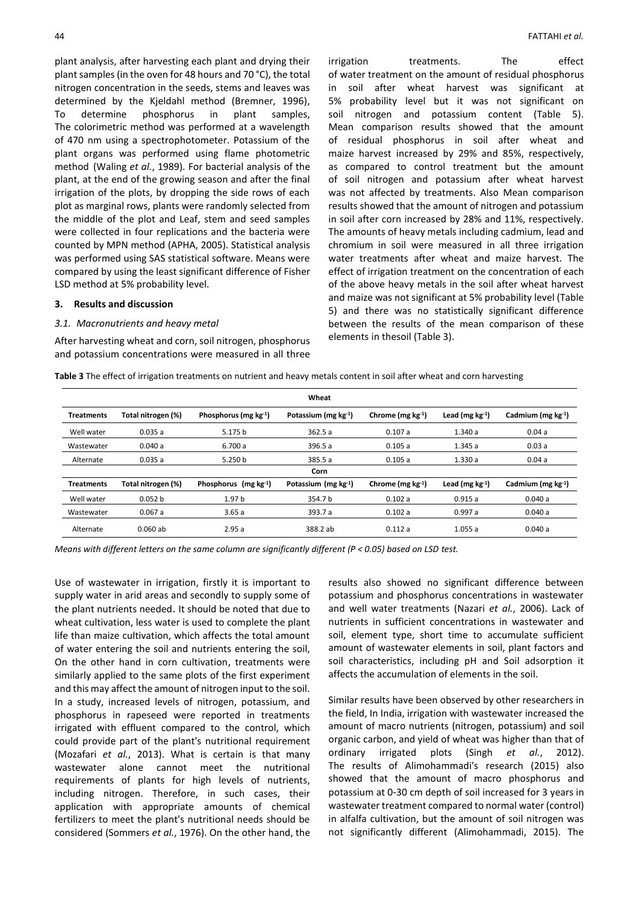plant analysis, after harvesting each plant and drying their plant samples (in the oven for 48 hours and 70 °C), the total nitrogen concentration in the seeds, stems and leaves was determined by the Kjeldahl method (Bremner, 1996), To determine phosphorus in plant samples, The colorimetric method was performed at a wavelength of 470 nm using a spectrophotometer. Potassium of the plant organs was performed using flame photometric method (Waling *et al.*, 1989). For bacterial analysis of the plant, at the end of the growing season and after the final irrigation of the plots, by dropping the side rows of each plot as marginal rows, plants were randomly selected from the middle of the plot and Leaf, stem and seed samples were collected in four replications and the bacteria were counted by MPN method (APHA, 2005). Statistical analysis was performed using SAS statistical software. Means were compared by using the least significant difference of Fisher LSD method at 5% probability level.

## 3. Results and discussion

### 3.1. Macronutrients and heavy metal

After harvesting wheat and corn, soil nitrogen, phosphorus and potassium concentrations were measured in all three irrigation treatments. The effect of water treatment on the amount of residual phosphorus in soil after wheat harvest was significant at 5% probability level but it was not significant on soil nitrogen and potassium content (Table 5). Mean comparison results showed that the amount of residual phosphorus in soil after wheat and maize harvest increased by 29% and 85%, respectively, as compared to control treatment but the amount of soil nitrogen and potassium after wheat harvest was not affected by treatments. Also Mean comparison results showed that the amount of nitrogen and potassium in soil after corn increased by 28% and 11%, respectively. The amounts of heavy metals including cadmium, lead and chromium in soil were measured in all three irrigation water treatments after wheat and maize harvest. The effect of irrigation treatment on the concentration of each of the above heavy metals in the soil after wheat harvest and maize was not significant at 5% probability level (Table 5) and there was no statistically significant difference between the results of the mean comparison of these elements in thesoil (Table 3).

**Table 3** The effect of irrigation treatments on nutrient and heavy metals content in soil after wheat and corn harvesting

| | | | Wheat | | | |
|---|---|---|---|---|---|---|
| **Treatments** | **Total nitrogen (%)** | **Phosphorus (mg kg$^{-1}$)** | **Potassium (mg kg$^{-1}$)** | **Chrome (mg kg$^{-1}$)** | **Lead (mg kg$^{-1}$)** | **Cadmium (mg kg$^{-1}$)** |
| Well water | 0.035 a | 5.175 b | 362.5 a | 0.107 a | 1.340 a | 0.04 a |
| Wastewater | 0.040 a | 6.700 a | 396.5 a | 0.105 a | 1.345 a | 0.03 a |
| Alternate | 0.035 a | 5.250 b | 385.5 a | 0.105 a | 1.330 a | 0.04 a |
| | | | **Corn** | | | |
| **Treatments** | **Total nitrogen (%)** | **Phosphorus (mg kg$^{-1}$)** | **Potassium (mg kg$^{-1}$)** | **Chrome (mg kg$^{-1}$)** | **Lead (mg kg$^{-1}$)** | **Cadmium (mg kg$^{-1}$)** |
| Well water | 0.052 b | 1.97 b | 354.7 b | 0.102 a | 0.915 a | 0.040 a |
| Wastewater | 0.067 a | 3.65 a | 393.7 a | 0.102 a | 0.997 a | 0.040 a |
| Alternate | 0.060 ab | 2.95 a | 388.2 ab | 0.112 a | 1.055 a | 0.040 a |

*Means with different letters on the same column are significantly different (P < 0.05) based on LSD test.*

Use of wastewater in irrigation, firstly it is important to supply water in arid areas and secondly to supply some of the plant nutrients needed. It should be noted that due to wheat cultivation, less water is used to complete the plant life than maize cultivation, which affects the total amount of water entering the soil and nutrients entering the soil, On the other hand in corn cultivation, treatments were similarly applied to the same plots of the first experiment and this may affect the amount of nitrogen input to the soil. In a study, increased levels of nitrogen, potassium, and phosphorus in rapeseed were reported in treatments irrigated with effluent compared to the control, which could provide part of the plant's nutritional requirement (Mozafari *et al.*, 2013). What is certain is that many wastewater alone cannot meet the nutritional requirements of plants for high levels of nutrients, including nitrogen. Therefore, in such cases, their application with appropriate amounts of chemical fertilizers to meet the plant's nutritional needs should be considered (Sommers *et al.*, 1976). On the other hand, the results also showed no significant difference between potassium and phosphorus concentrations in wastewater and well water treatments (Nazari *et al.*, 2006). Lack of nutrients in sufficient concentrations in wastewater and soil, element type, short time to accumulate sufficient amount of wastewater elements in soil, plant factors and soil characteristics, including pH and Soil adsorption it affects the accumulation of elements in the soil.

Similar results have been observed by other researchers in the field, In India, irrigation with wastewater increased the amount of macro nutrients (nitrogen, potassium) and soil organic carbon, and yield of wheat was higher than that of ordinary irrigated plots (Singh *et al.*, 2012). The results of Alimohammadi's research (2015) also showed that the amount of macro phosphorus and potassium at 0-30 cm depth of soil increased for 3 years in wastewater treatment compared to normal water (control) in alfalfa cultivation, but the amount of soil nitrogen was not significantly different (Alimohammadi, 2015). The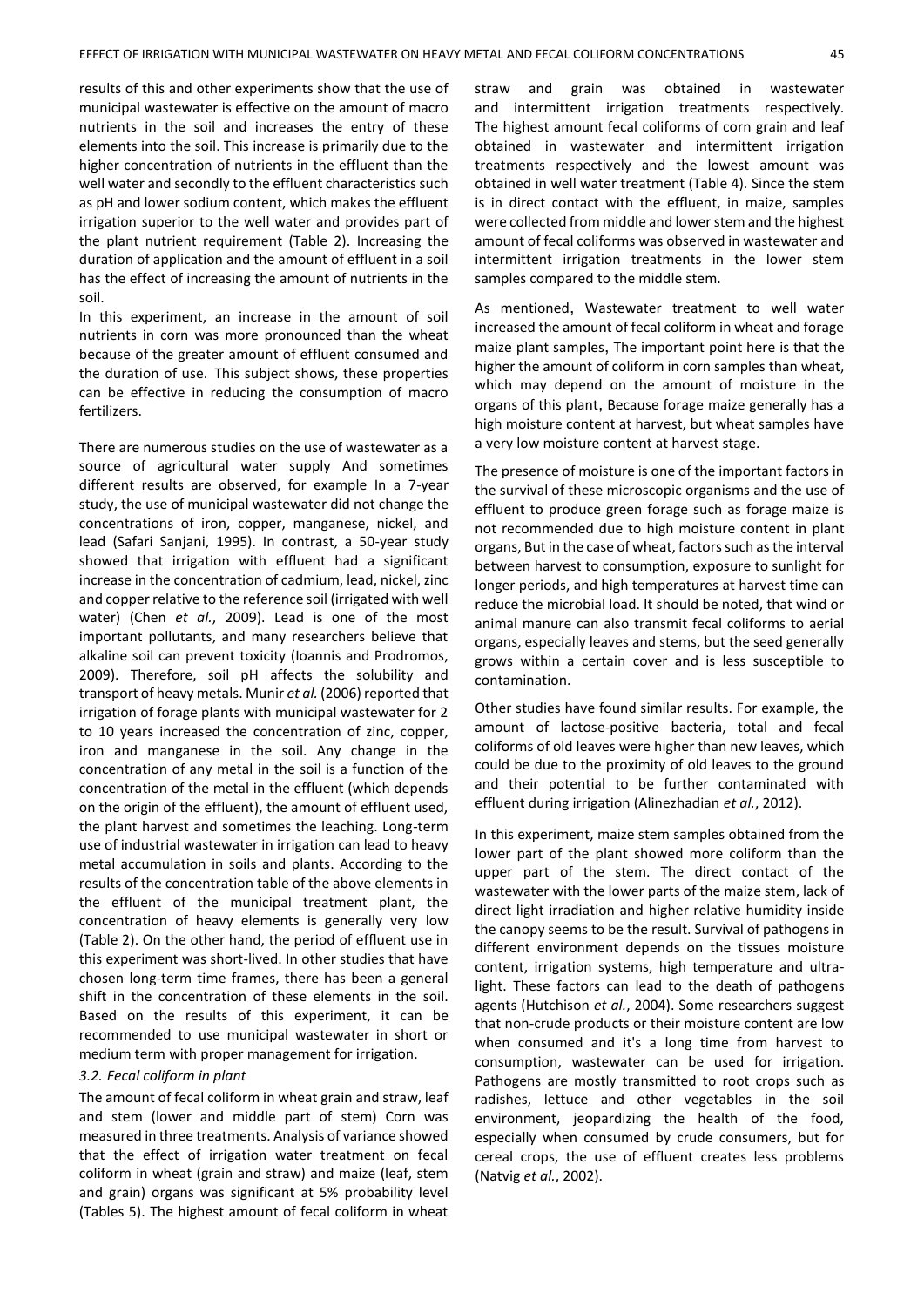results of this and other experiments show that the use of municipal wastewater is effective on the amount of macro nutrients in the soil and increases the entry of these elements into the soil. This increase is primarily due to the higher concentration of nutrients in the effluent than the well water and secondly to the effluent characteristics such as pH and lower sodium content, which makes the effluent irrigation superior to the well water and provides part of the plant nutrient requirement (Table 2). Increasing the duration of application and the amount of effluent in a soil has the effect of increasing the amount of nutrients in the soil.

In this experiment, an increase in the amount of soil nutrients in corn was more pronounced than the wheat because of the greater amount of effluent consumed and the duration of use. This subject shows, these properties can be effective in reducing the consumption of macro fertilizers.

There are numerous studies on the use of wastewater as a source of agricultural water supply And sometimes different results are observed, for example In a 7-year study, the use of municipal wastewater did not change the concentrations of iron, copper, manganese, nickel, and lead (Safari Sanjani, 1995). In contrast, a 50-year study showed that irrigation with effluent had a significant increase in the concentration of cadmium, lead, nickel, zinc and copper relative to the reference soil (irrigated with well water) (Chen *et al.*, 2009). Lead is one of the most important pollutants, and many researchers believe that alkaline soil can prevent toxicity (Ioannis and Prodromos, 2009). Therefore, soil pH affects the solubility and transport of heavy metals. Munir *et al.* (2006) reported that irrigation of forage plants with municipal wastewater for 2 to 10 years increased the concentration of zinc, copper, iron and manganese in the soil. Any change in the concentration of any metal in the soil is a function of the concentration of the metal in the effluent (which depends on the origin of the effluent), the amount of effluent used, the plant harvest and sometimes the leaching. Long-term use of industrial wastewater in irrigation can lead to heavy metal accumulation in soils and plants. According to the results of the concentration table of the above elements in the effluent of the municipal treatment plant, the concentration of heavy elements is generally very low (Table 2). On the other hand, the period of effluent use in this experiment was short-lived. In other studies that have chosen long-term time frames, there has been a general shift in the concentration of these elements in the soil. Based on the results of this experiment, it can be recommended to use municipal wastewater in short or medium term with proper management for irrigation.

### *3.2. Fecal coliform in plant*

The amount of fecal coliform in wheat grain and straw, leaf and stem (lower and middle part of stem) Corn was measured in three treatments. Analysis of variance showed that the effect of irrigation water treatment on fecal coliform in wheat (grain and straw) and maize (leaf, stem and grain) organs was significant at 5% probability level (Tables 5). The highest amount of fecal coliform in wheat straw and grain was obtained in wastewater and intermittent irrigation treatments respectively. The highest amount fecal coliforms of corn grain and leaf obtained in wastewater and intermittent irrigation treatments respectively and the lowest amount was obtained in well water treatment (Table 4). Since the stem is in direct contact with the effluent, in maize, samples were collected from middle and lower stem and the highest amount of fecal coliforms was observed in wastewater and intermittent irrigation treatments in the lower stem samples compared to the middle stem.

As mentioned, Wastewater treatment to well water increased the amount of fecal coliform in wheat and forage maize plant samples, The important point here is that the higher the amount of coliform in corn samples than wheat, which may depend on the amount of moisture in the organs of this plant, Because forage maize generally has a high moisture content at harvest, but wheat samples have a very low moisture content at harvest stage.

The presence of moisture is one of the important factors in the survival of these microscopic organisms and the use of effluent to produce green forage such as forage maize is not recommended due to high moisture content in plant organs, But in the case of wheat, factors such as the interval between harvest to consumption, exposure to sunlight for longer periods, and high temperatures at harvest time can reduce the microbial load. It should be noted, that wind or animal manure can also transmit fecal coliforms to aerial organs, especially leaves and stems, but the seed generally grows within a certain cover and is less susceptible to contamination.

Other studies have found similar results. For example, the amount of lactose-positive bacteria, total and fecal coliforms of old leaves were higher than new leaves, which could be due to the proximity of old leaves to the ground and their potential to be further contaminated with effluent during irrigation (Alinezhadian *et al.*, 2012).

In this experiment, maize stem samples obtained from the lower part of the plant showed more coliform than the upper part of the stem. The direct contact of the wastewater with the lower parts of the maize stem, lack of direct light irradiation and higher relative humidity inside the canopy seems to be the result. Survival of pathogens in different environment depends on the tissues moisture content, irrigation systems, high temperature and ultra-light. These factors can lead to the death of pathogens agents (Hutchison *et al.*, 2004). Some researchers suggest that non-crude products or their moisture content are low when consumed and it's a long time from harvest to consumption, wastewater can be used for irrigation. Pathogens are mostly transmitted to root crops such as radishes, lettuce and other vegetables in the soil environment, jeopardizing the health of the food, especially when consumed by crude consumers, but for cereal crops, the use of effluent creates less problems (Natvig *et al.*, 2002).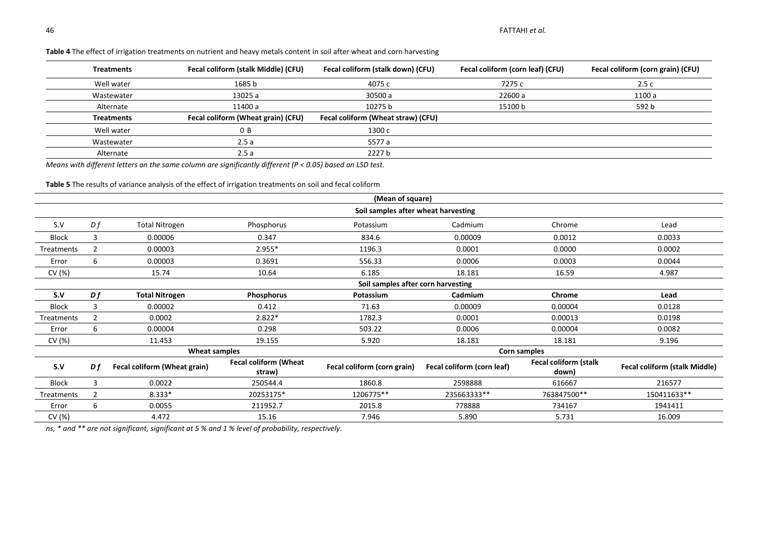**Table 4** The effect of irrigation treatments on nutrient and heavy metals content in soil after wheat and corn harvesting

| Treatments | Fecal coliform (stalk Middle) (CFU) | Fecal coliform (stalk down) (CFU) | Fecal coliform (corn leaf) (CFU) | Fecal coliform (corn grain) (CFU) |
|---|---|---|---|---|
| Well water | 1685 b | 4075 c | 7275 c | 2.5 c |
| Wastewater | 13025 a | 30500 a | 22600 a | 1100 a |
| Alternate | 11400 a | 10275 b | 15100 b | 592 b |
| **Treatments** | **Fecal coliform (Wheat grain) (CFU)** | **Fecal coliform (Wheat straw) (CFU)** | | |
| Well water | 0 B | 1300 c | | |
| Wastewater | 2.5 a | 5577 a | | |
| Alternate | 2.5 a | 2227 b | | |

*Means with different letters on the same column are significantly different (P < 0.05) based on LSD test.*

**Table 5** The results of variance analysis of the effect of irrigation treatments on soil and fecal coliform

| | | (Mean of square) | | | | | |
|---|---|---|---|---|---|---|---|
| | | Soil samples after wheat harvesting | | | | | |
| S.V | Df | Total Nitrogen | Phosphorus | Potassium | Cadmium | Chrome | Lead |
| Block | 3 | 0.00006 | 0.347 | 834.6 | 0.00009 | 0.0012 | 0.0033 |
| Treatments | 2 | 0.00003 | 2.955* | 1196.3 | 0.0001 | 0.0000 | 0.0002 |
| Error | 6 | 0.00003 | 0.3691 | 556.33 | 0.0006 | 0.0003 | 0.0044 |
| CV (%) | | 15.74 | 10.64 | 6.185 | 18.181 | 16.59 | 4.987 |
| | | Soil samples after corn harvesting | | | | | |
| **S.V** | **Df** | **Total Nitrogen** | **Phosphorus** | **Potassium** | **Cadmium** | **Chrome** | **Lead** |
| Block | 3 | 0.00002 | 0.412 | 71.63 | 0.00009 | 0.00004 | 0.0128 |
| Treatments | 2 | 0.0002 | 2.822* | 1782.3 | 0.0001 | 0.00013 | 0.0198 |
| Error | 6 | 0.00004 | 0.298 | 503.22 | 0.0006 | 0.00004 | 0.0082 |
| CV (%) | | 11.453 | 19.155 | 5.920 | 18.181 | 18.181 | 9.196 |
| | | **Wheat samples** | | **Corn samples** | | | |
| **S.V** | **Df** | **Fecal coliform (Wheat grain)** | **Fecal coliform (Wheat straw)** | **Fecal coliform (corn grain)** | **Fecal coliform (corn leaf)** | **Fecal coliform (stalk down)** | **Fecal coliform (stalk Middle)** |
| Block | 3 | 0.0022 | 250544.4 | 1860.8 | 2598888 | 616667 | 216577 |
| Treatments | 2 | 8.333* | 20253175* | 1206775** | 235663333** | 763847500** | 150411633** |
| Error | 6 | 0.0055 | 211952.7 | 2015.8 | 778888 | 734167 | 1941411 |
| CV (%) | | 4.472 | 15.16 | 7.946 | 5.890 | 5.731 | 16.009 |

*ns, * and ** are not significant, significant at 5 % and 1 % level of probability, respectively.*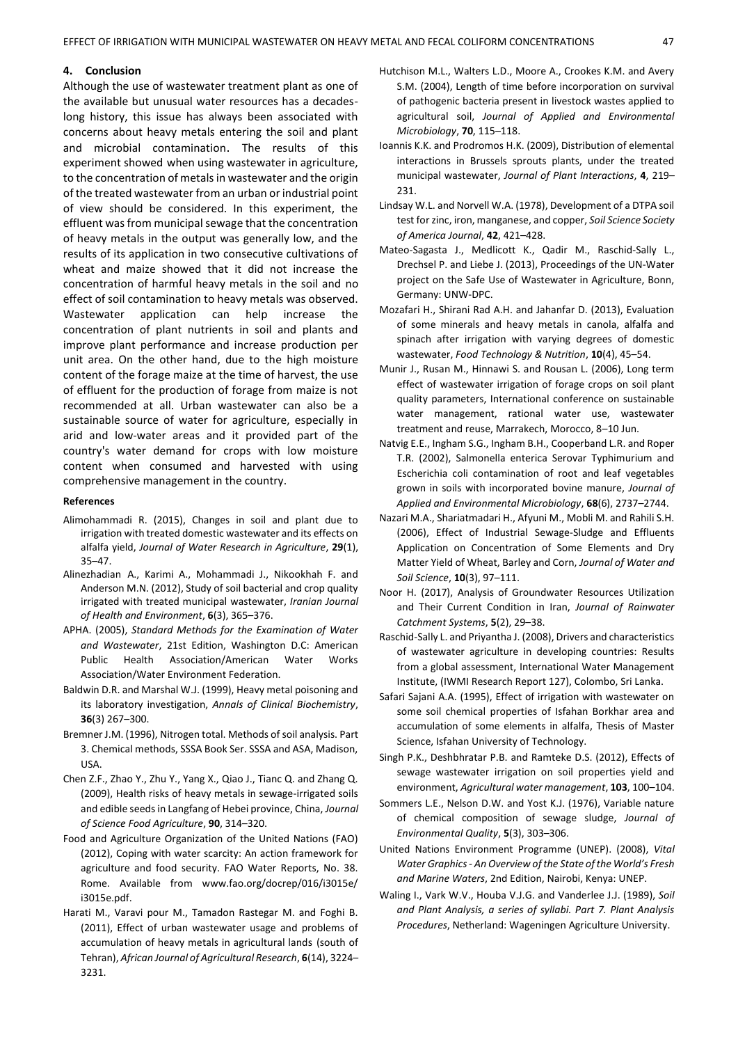## 4. Conclusion

Although the use of wastewater treatment plant as one of the available but unusual water resources has a decades-long history, this issue has always been associated with concerns about heavy metals entering the soil and plant and microbial contamination. The results of this experiment showed when using wastewater in agriculture, to the concentration of metals in wastewater and the origin of the treated wastewater from an urban or industrial point of view should be considered. In this experiment, the effluent was from municipal sewage that the concentration of heavy metals in the output was generally low, and the results of its application in two consecutive cultivations of wheat and maize showed that it did not increase the concentration of harmful heavy metals in the soil and no effect of soil contamination to heavy metals was observed. Wastewater application can help increase the concentration of plant nutrients in soil and plants and improve plant performance and increase production per unit area. On the other hand, due to the high moisture content of the forage maize at the time of harvest, the use of effluent for the production of forage from maize is not recommended at all. Urban wastewater can also be a sustainable source of water for agriculture, especially in arid and low-water areas and it provided part of the country's water demand for crops with low moisture content when consumed and harvested with using comprehensive management in the country.

### References

- Alimohammadi R. (2015), Changes in soil and plant due to irrigation with treated domestic wastewater and its effects on alfalfa yield, *Journal of Water Research in Agriculture*, **29**(1), 35–47.
- Alinezhadian A., Karimi A., Mohammadi J., Nikookhah F. and Anderson M.N. (2012), Study of soil bacterial and crop quality irrigated with treated municipal wastewater, *Iranian Journal of Health and Environment*, **6**(3), 365–376.
- APHA. (2005), *Standard Methods for the Examination of Water and Wastewater*, 21st Edition, Washington D.C: American Public Health Association/American Water Works Association/Water Environment Federation.
- Baldwin D.R. and Marshal W.J. (1999), Heavy metal poisoning and its laboratory investigation, *Annals of Clinical Biochemistry*, **36**(3) 267–300.
- Bremner J.M. (1996), Nitrogen total. Methods of soil analysis. Part 3. Chemical methods, SSSA Book Ser. SSSA and ASA, Madison, USA.
- Chen Z.F., Zhao Y., Zhu Y., Yang X., Qiao J., Tianc Q. and Zhang Q. (2009), Health risks of heavy metals in sewage-irrigated soils and edible seeds in Langfang of Hebei province, China, *Journal of Science Food Agriculture*, **90**, 314–320.
- Food and Agriculture Organization of the United Nations (FAO) (2012), Coping with water scarcity: An action framework for agriculture and food security. FAO Water Reports, No. 38. Rome. Available from www.fao.org/docrep/016/i3015e/i3015e.pdf.
- Harati M., Varavi pour M., Tamadon Rastegar M. and Foghi B. (2011), Effect of urban wastewater usage and problems of accumulation of heavy metals in agricultural lands (south of Tehran), *African Journal of Agricultural Research*, **6**(14), 3224–3231.
- Hutchison M.L., Walters L.D., Moore A., Crookes K.M. and Avery S.M. (2004), Length of time before incorporation on survival of pathogenic bacteria present in livestock wastes applied to agricultural soil, *Journal of Applied and Environmental Microbiology*, **70**, 115–118.
- Ioannis K.K. and Prodromos H.K. (2009), Distribution of elemental interactions in Brussels sprouts plants, under the treated municipal wastewater, *Journal of Plant Interactions*, **4**, 219–231.
- Lindsay W.L. and Norvell W.A. (1978), Development of a DTPA soil test for zinc, iron, manganese, and copper, *Soil Science Society of America Journal*, **42**, 421–428.
- Mateo-Sagasta J., Medlicott K., Qadir M., Raschid-Sally L., Drechsel P. and Liebe J. (2013), Proceedings of the UN-Water project on the Safe Use of Wastewater in Agriculture, Bonn, Germany: UNW-DPC.
- Mozafari H., Shirani Rad A.H. and Jahanfar D. (2013), Evaluation of some minerals and heavy metals in canola, alfalfa and spinach after irrigation with varying degrees of domestic wastewater, *Food Technology & Nutrition*, **10**(4), 45–54.
- Munir J., Rusan M., Hinnawi S. and Rousan L. (2006), Long term effect of wastewater irrigation of forage crops on soil plant quality parameters, International conference on sustainable water management, rational water use, wastewater treatment and reuse, Marrakech, Morocco, 8–10 Jun.
- Natvig E.E., Ingham S.G., Ingham B.H., Cooperband L.R. and Roper T.R. (2002), Salmonella enterica Serovar Typhimurium and Escherichia coli contamination of root and leaf vegetables grown in soils with incorporated bovine manure, *Journal of Applied and Environmental Microbiology*, **68**(6), 2737–2744.
- Nazari M.A., Shariatmadari H., Afyuni M., Mobli M. and Rahili S.H. (2006), Effect of Industrial Sewage-Sludge and Effluents Application on Concentration of Some Elements and Dry Matter Yield of Wheat, Barley and Corn, *Journal of Water and Soil Science*, **10**(3), 97–111.
- Noor H. (2017), Analysis of Groundwater Resources Utilization and Their Current Condition in Iran, *Journal of Rainwater Catchment Systems*, **5**(2), 29–38.
- Raschid-Sally L. and Priyantha J. (2008), Drivers and characteristics of wastewater agriculture in developing countries: Results from a global assessment, International Water Management Institute, (IWMI Research Report 127), Colombo, Sri Lanka.
- Safari Sajani A.A. (1995), Effect of irrigation with wastewater on some soil chemical properties of Isfahan Borkhar area and accumulation of some elements in alfalfa, Thesis of Master Science, Isfahan University of Technology.
- Singh P.K., Deshbhratar P.B. and Ramteke D.S. (2012), Effects of sewage wastewater irrigation on soil properties yield and environment, *Agricultural water management*, **103**, 100–104.
- Sommers L.E., Nelson D.W. and Yost K.J. (1976), Variable nature of chemical composition of sewage sludge, *Journal of Environmental Quality*, **5**(3), 303–306.
- United Nations Environment Programme (UNEP). (2008), *Vital Water Graphics - An Overview of the State of the World's Fresh and Marine Waters*, 2nd Edition, Nairobi, Kenya: UNEP.
- Waling I., Vark W.V., Houba V.J.G. and Vanderlee J.J. (1989), *Soil and Plant Analysis, a series of syllabi. Part 7. Plant Analysis Procedures*, Netherland: Wageningen Agriculture University.